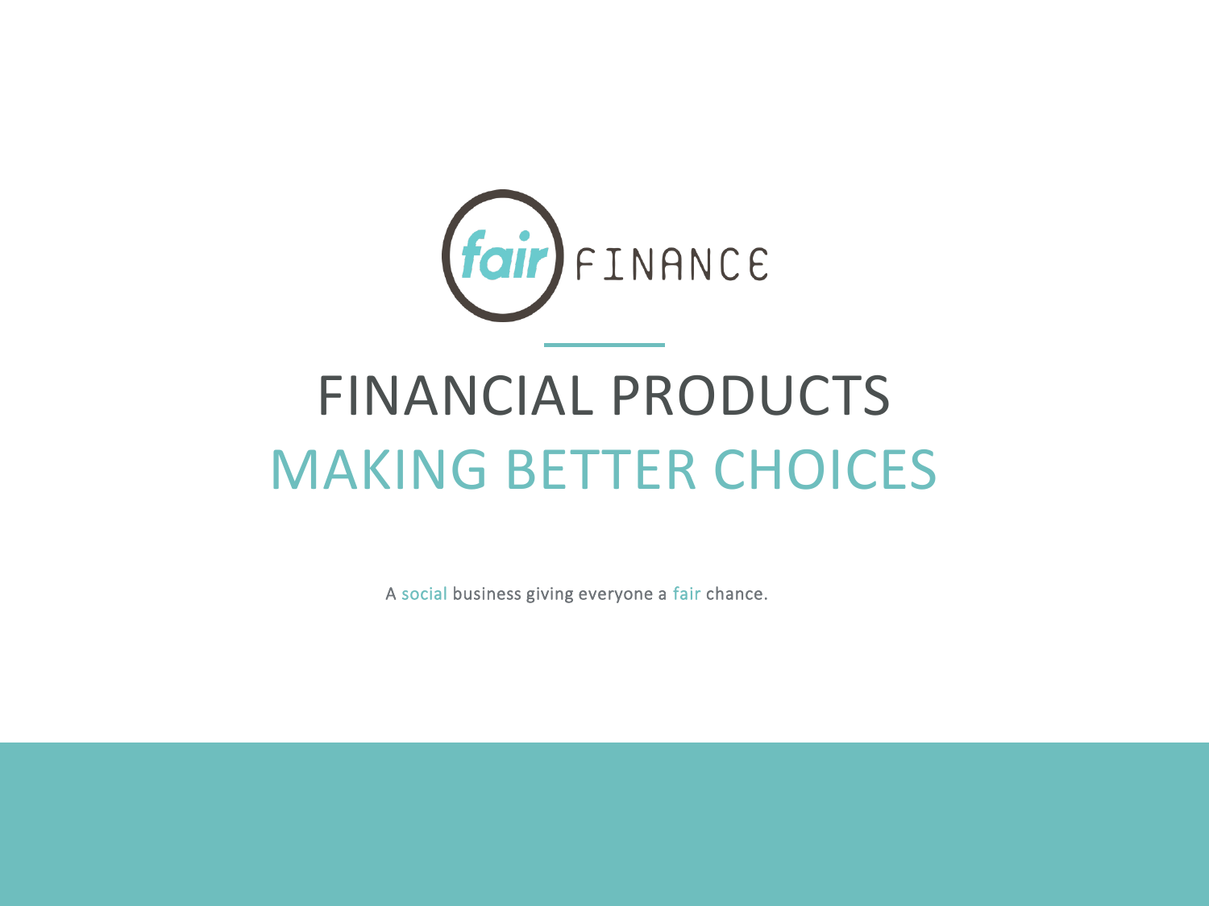fair FINANCE

# FINANCIAL PRODUCTS

## MAKING BETTER CHOICES

A social business giving everyone a fair chance.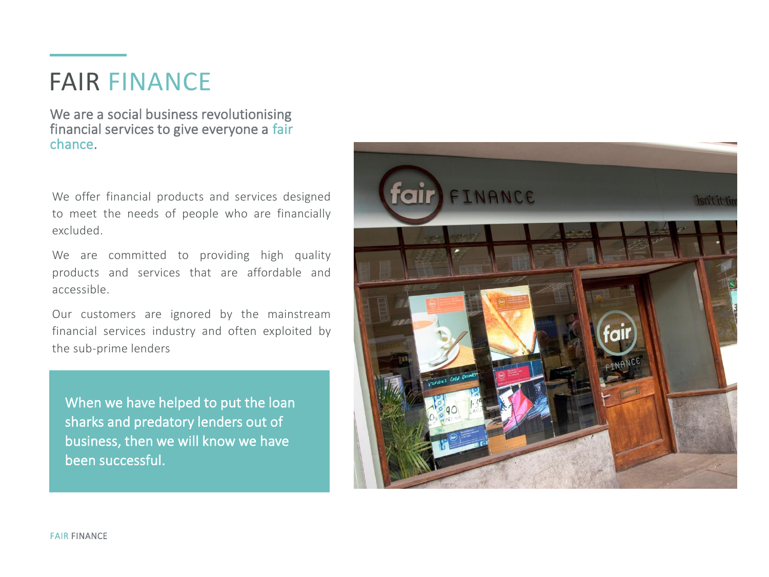# FAIR FINANCE

We are a social business revolutionising financial services to give everyone a fair chance.

We offer financial products and services designed to meet the needs of people who are financially excluded.

We are committed to providing high quality products and services that are affordable and accessible.

Our customers are ignored by the mainstream financial services industry and often exploited by the sub-prime lenders

When we have helped to put the loan sharks and predatory lenders out of business, then we will know we have been successful.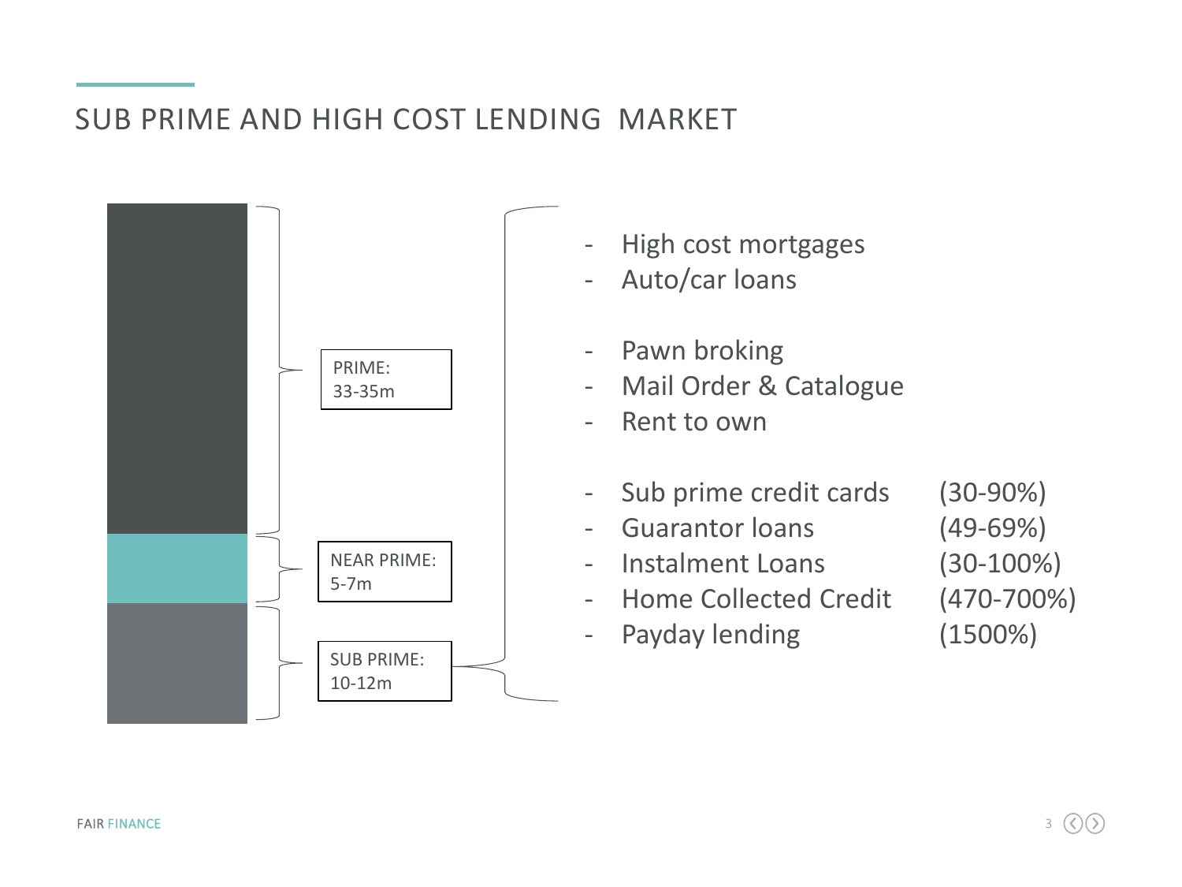# SUB PRIME AND HIGH COST LENDING MARKET

PRIME:
33-35m

NEAR PRIME:
5-7m

SUB PRIME:
10-12m

- High cost mortgages
- Auto/car loans

- Pawn broking
- Mail Order & Catalogue
- Rent to own

| | |
|---|---|
| - Sub prime credit cards | (30-90%) |
| - Guarantor loans | (49-69%) |
| - Instalment Loans | (30-100%) |
| - Home Collected Credit | (470-700%) |
| - Payday lending | (1500%) |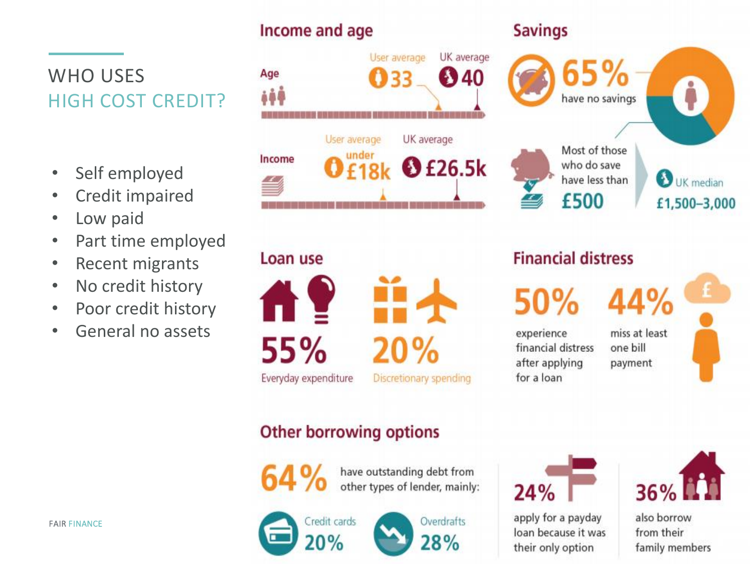# WHO USES HIGH COST CREDIT?

- Self employed
- Credit impaired
- Low paid
- Part time employed
- Recent migrants
- No credit history
- Poor credit history
- General no assets

## Income and age

**Age**

User average 33 — UK average 40

**Income**

User average under £18k — UK average £26.5k

## Savings

**65%** have no savings

Most of those who do save have less than **£500**

UK median **£1,500–3,000**

## Loan use

**55%** Everyday expenditure

**20%** Discretionary spending

## Financial distress

**50%** experience financial distress after applying for a loan

**44%** miss at least one bill payment

## Other borrowing options

**64%** have outstanding debt from other types of lender, mainly:

- Credit cards **20%**
- Overdrafts **28%**

**24%** apply for a payday loan because it was their only option

**36%** also borrow from their family members

FAIR FINANCE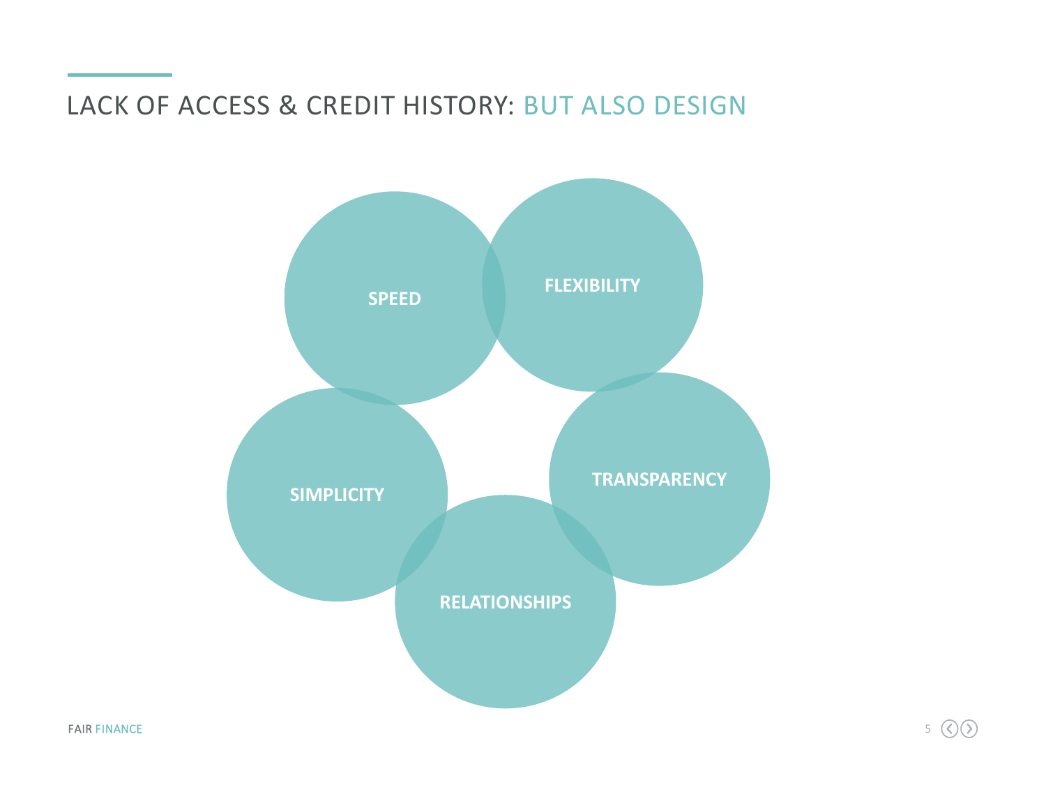# LACK OF ACCESS & CREDIT HISTORY: BUT ALSO DESIGN

- SPEED
- FLEXIBILITY
- SIMPLICITY
- TRANSPARENCY
- RELATIONSHIPS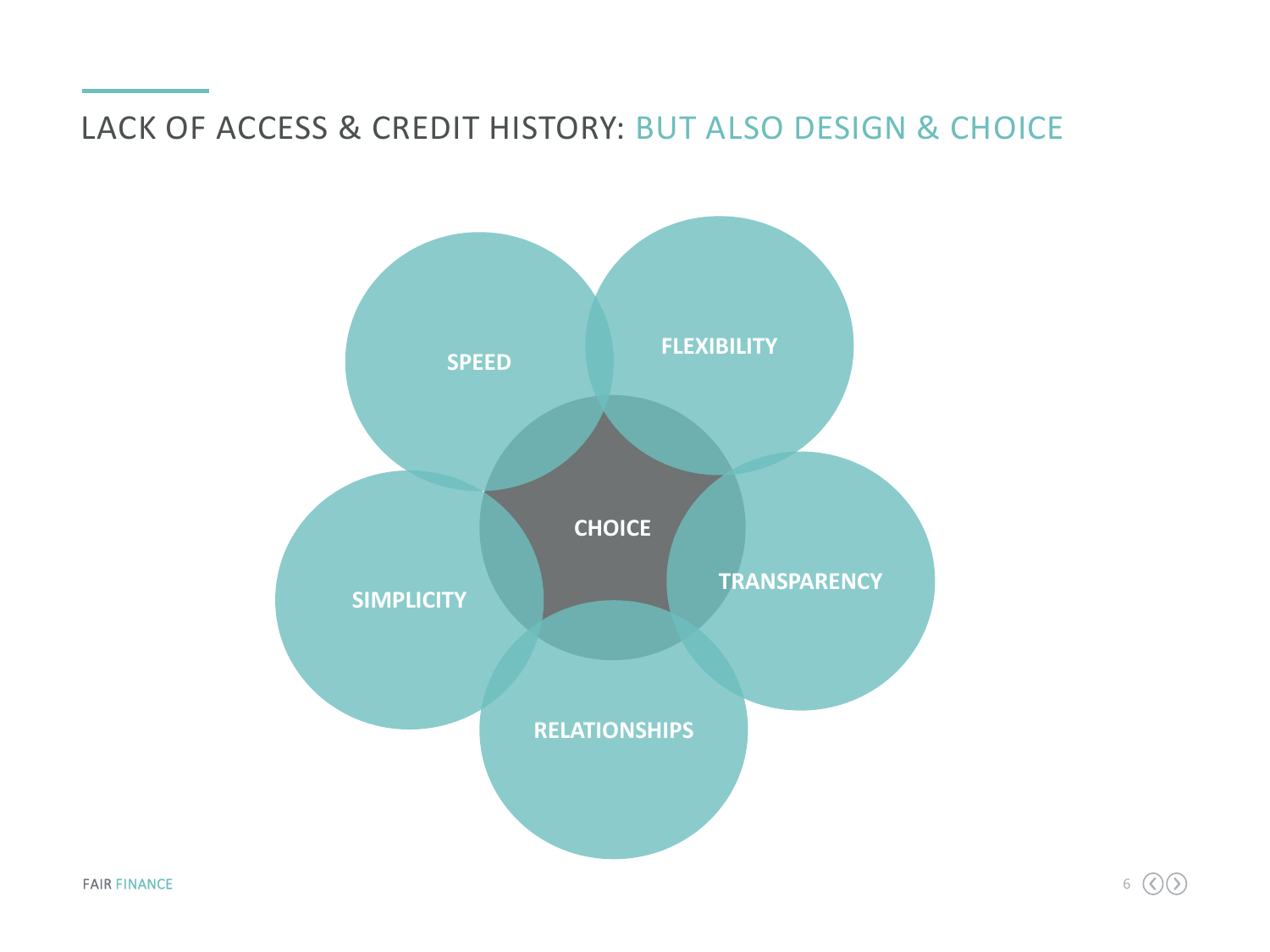## LACK OF ACCESS & CREDIT HISTORY: BUT ALSO DESIGN & CHOICE

SPEED

FLEXIBILITY

CHOICE

SIMPLICITY

TRANSPARENCY

RELATIONSHIPS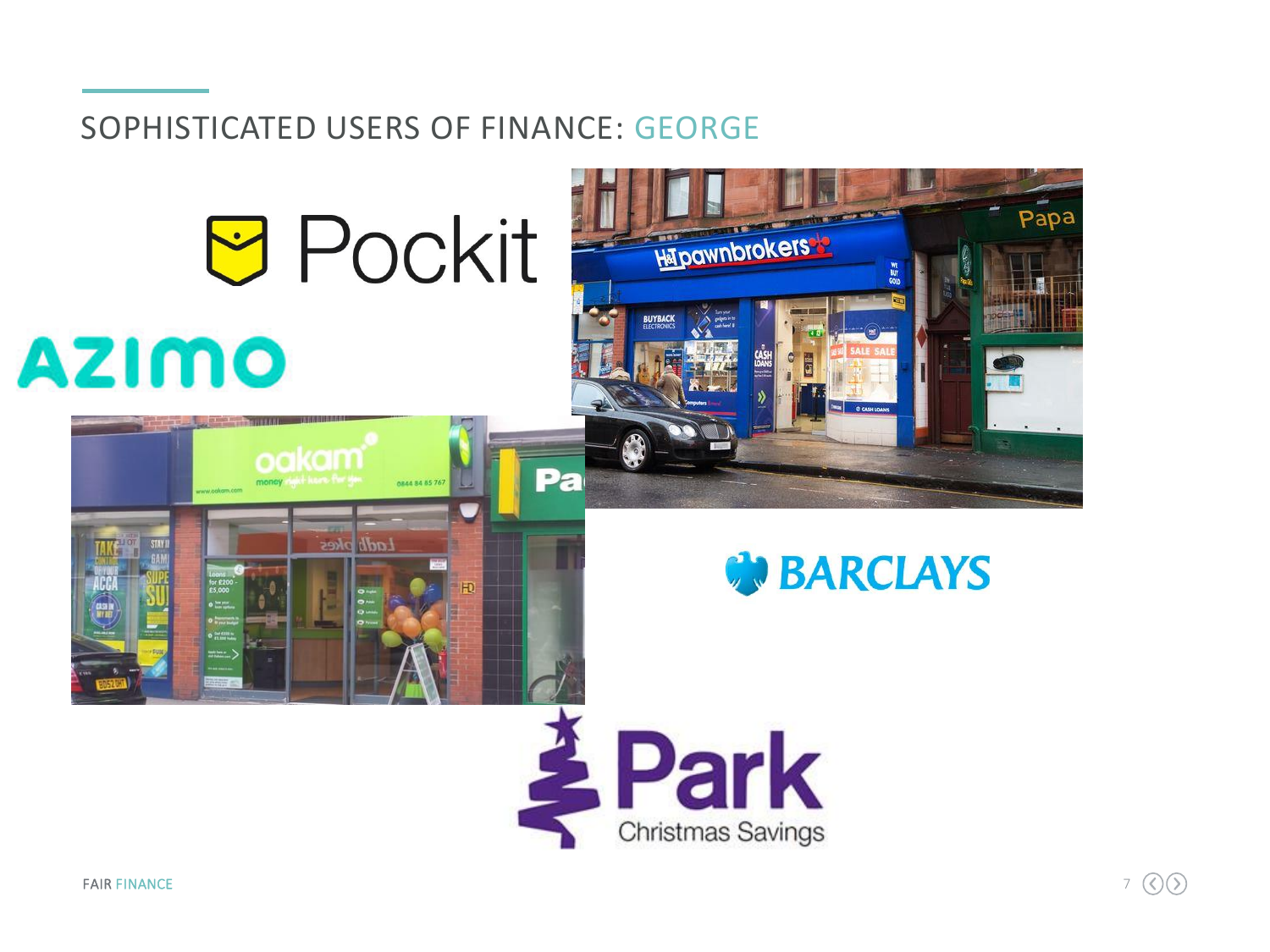## SOPHISTICATED USERS OF FINANCE: GEORGE

Pockit

AZIMO

H&T pawnbrokers

oakam

BARCLAYS

Park Christmas Savings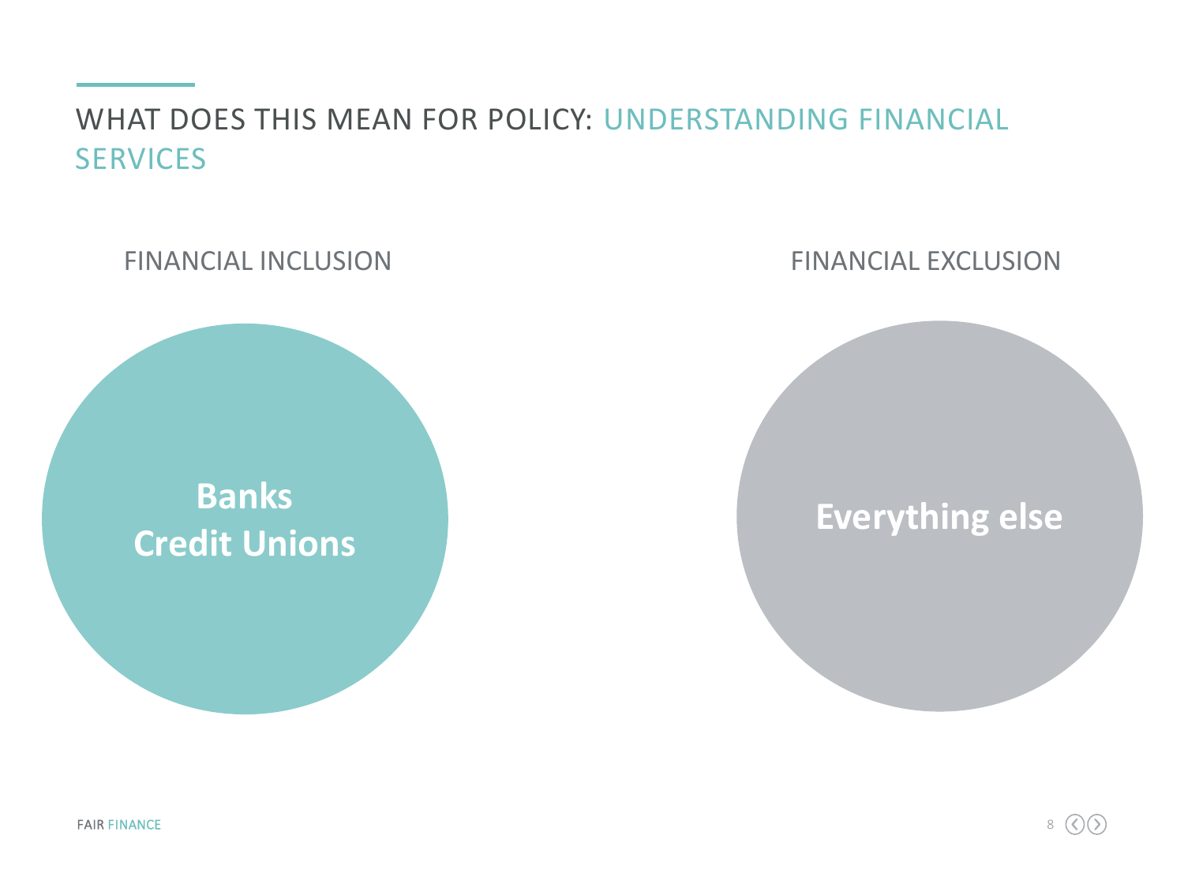# WHAT DOES THIS MEAN FOR POLICY: UNDERSTANDING FINANCIAL SERVICES

## FINANCIAL INCLUSION

**Banks**
**Credit Unions**

## FINANCIAL EXCLUSION

**Everything else**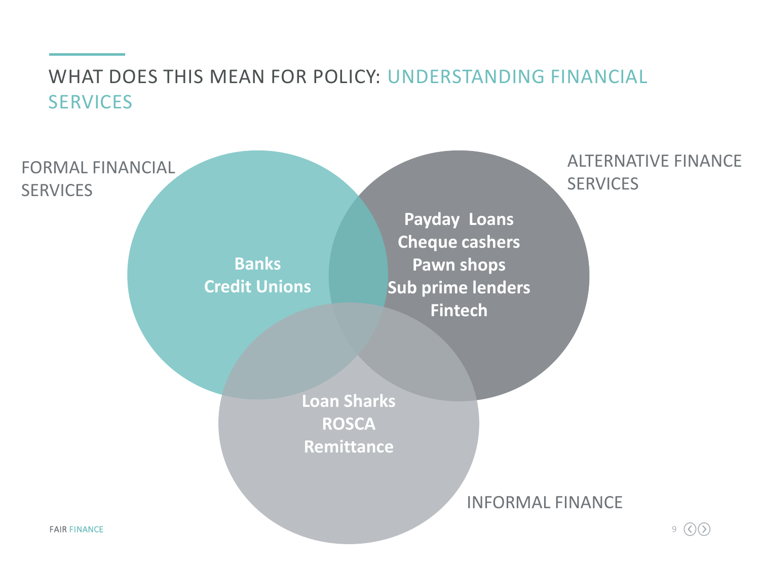# WHAT DOES THIS MEAN FOR POLICY: UNDERSTANDING FINANCIAL SERVICES

FORMAL FINANCIAL SERVICES

**Banks**
**Credit Unions**

ALTERNATIVE FINANCE SERVICES

**Payday Loans**
**Cheque cashers**
**Pawn shops**
**Sub prime lenders**
**Fintech**

INFORMAL FINANCE

**Loan Sharks**
**ROSCA**
**Remittance**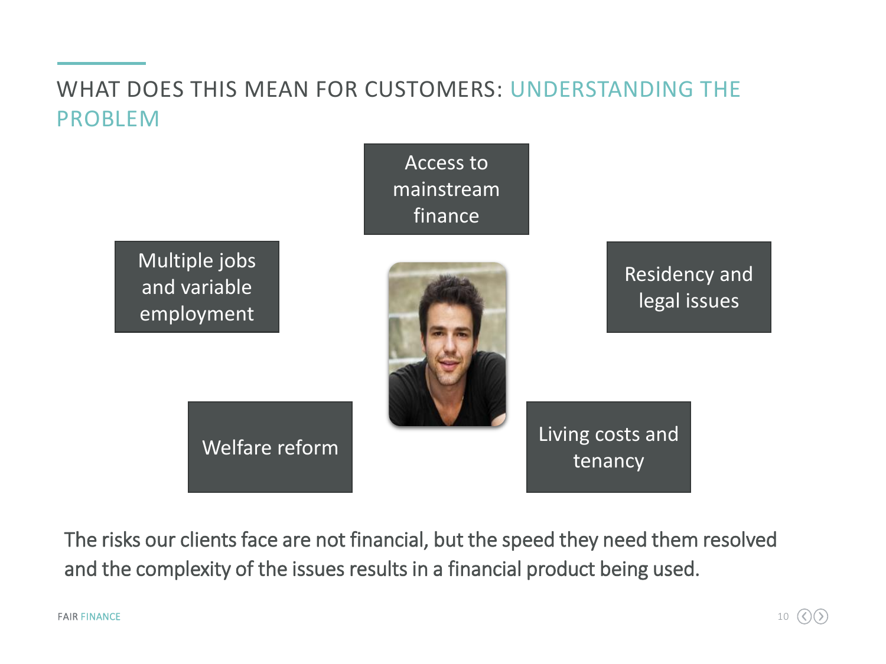# WHAT DOES THIS MEAN FOR CUSTOMERS: UNDERSTANDING THE PROBLEM

- Access to mainstream finance
- Multiple jobs and variable employment
- Residency and legal issues
- Welfare reform
- Living costs and tenancy

The risks our clients face are not financial, but the speed they need them resolved and the complexity of the issues results in a financial product being used.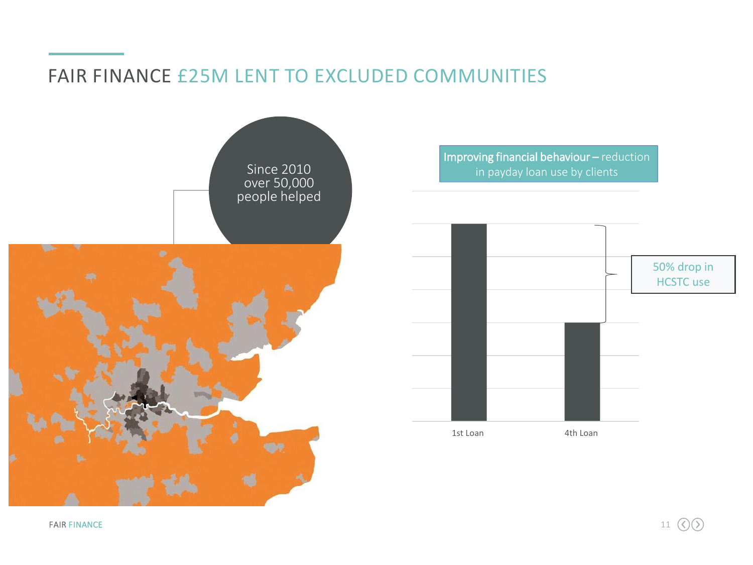# FAIR FINANCE £25M LENT TO EXCLUDED COMMUNITIES

Since 2010 over 50,000 people helped

**Improving financial behaviour** – reduction in payday loan use by clients

50% drop in HCSTC use

1st Loan

4th Loan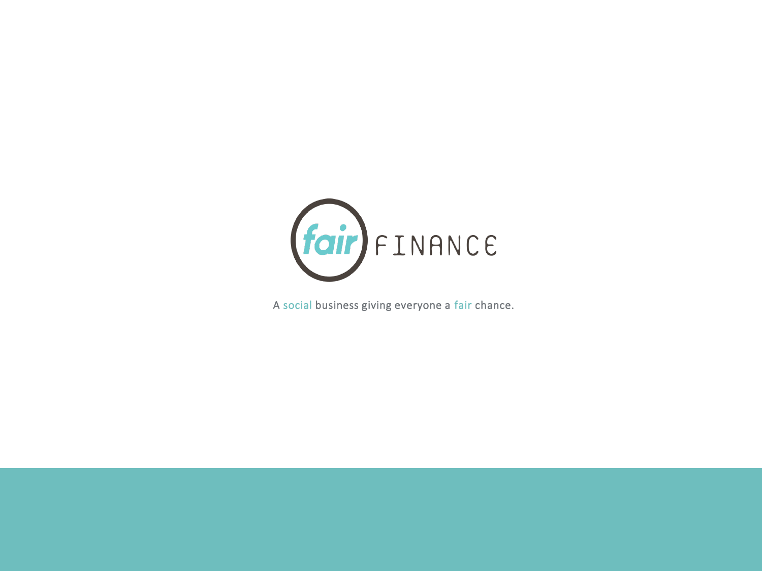fair FINANCE

A social business giving everyone a fair chance.